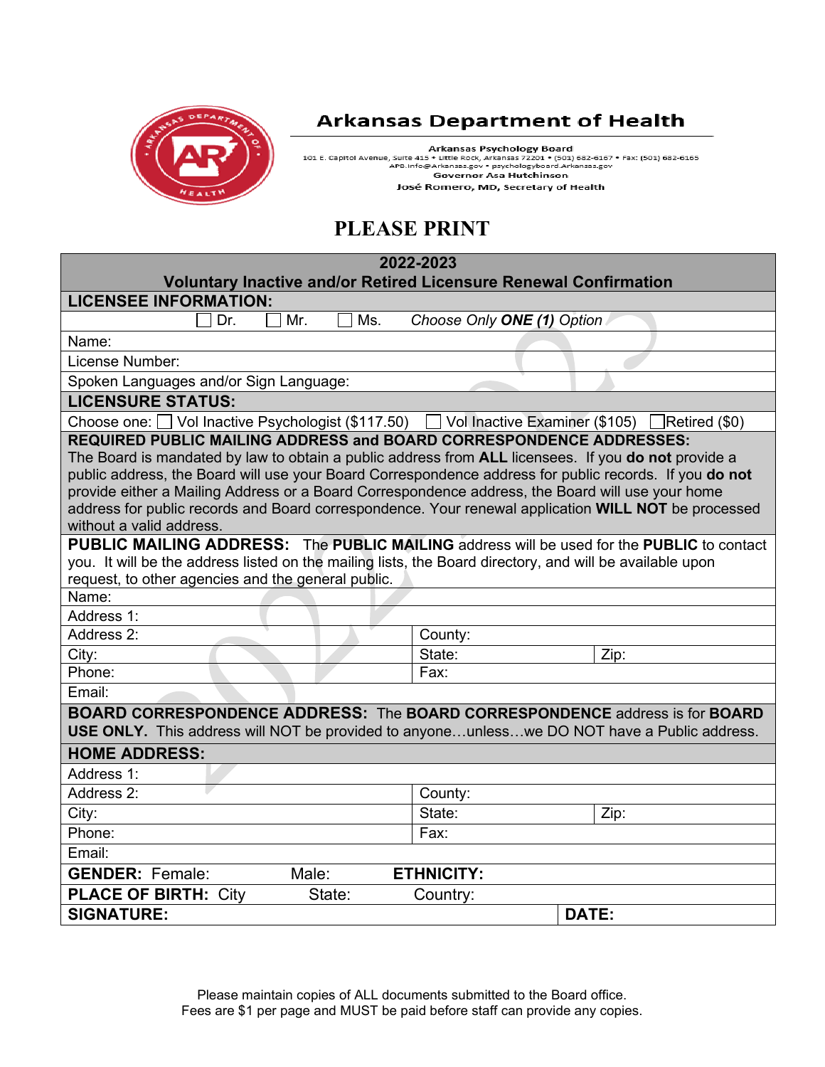# Arkansas Department of Health

**Arkansas Psychology Board**
101 E. Capitol Avenue, Suite 415 • Little Rock, Arkansas 72201 • (501) 682-6167 • Fax: (501) 682-6165
APB.info@Arkansas.gov • psychologyboard.Arkansas.gov
Governor Asa Hutchinson
José Romero, MD, Secretary of Health

## PLEASE PRINT

| 2022-2023<br>**Voluntary Inactive and/or Retired Licensure Renewal Confirmation** | | |
|---|---|---|
| **LICENSEE INFORMATION:** | | |
| ☐ Dr. ☐ Mr. ☐ Ms. *Choose Only* ***ONE (1)*** *Option* | | |
| Name: | | |
| License Number: | | |
| Spoken Languages and/or Sign Language: | | |
| **LICENSURE STATUS:** | | |
| Choose one: ☐ Vol Inactive Psychologist ($117.50) ☐ Vol Inactive Examiner ($105) ☐ Retired ($0) | | |
| **REQUIRED PUBLIC MAILING ADDRESS and BOARD CORRESPONDENCE ADDRESSES:** The Board is mandated by law to obtain a public address from **ALL** licensees. If you **do not** provide a public address, the Board will use your Board Correspondence address for public records. If you **do not** provide either a Mailing Address or a Board Correspondence address, the Board will use your home address for public records and Board correspondence. Your renewal application **WILL NOT** be processed without a valid address. | | |
| **PUBLIC MAILING ADDRESS:** The **PUBLIC MAILING** address will be used for the **PUBLIC** to contact you. It will be the address listed on the mailing lists, the Board directory, and will be available upon request, to other agencies and the general public. | | |
| Name: | | |
| Address 1: | | |
| Address 2: | County: | |
| City: | State: | Zip: |
| Phone: | Fax: | |
| Email: | | |
| **BOARD CORRESPONDENCE ADDRESS:** The **BOARD CORRESPONDENCE** address is for **BOARD USE ONLY.** This address will NOT be provided to anyone…unless…we DO NOT have a Public address. | | |
| **HOME ADDRESS:** | | |
| Address 1: | | |
| Address 2: | County: | |
| City: | State: | Zip: |
| Phone: | Fax: | |
| Email: | | |
| **GENDER:** Female: Male: | **ETHNICITY:** | |
| **PLACE OF BIRTH:** City State: | Country: | |
| **SIGNATURE:** | | **DATE:** |

Please maintain copies of ALL documents submitted to the Board office.
Fees are $1 per page and MUST be paid before staff can provide any copies.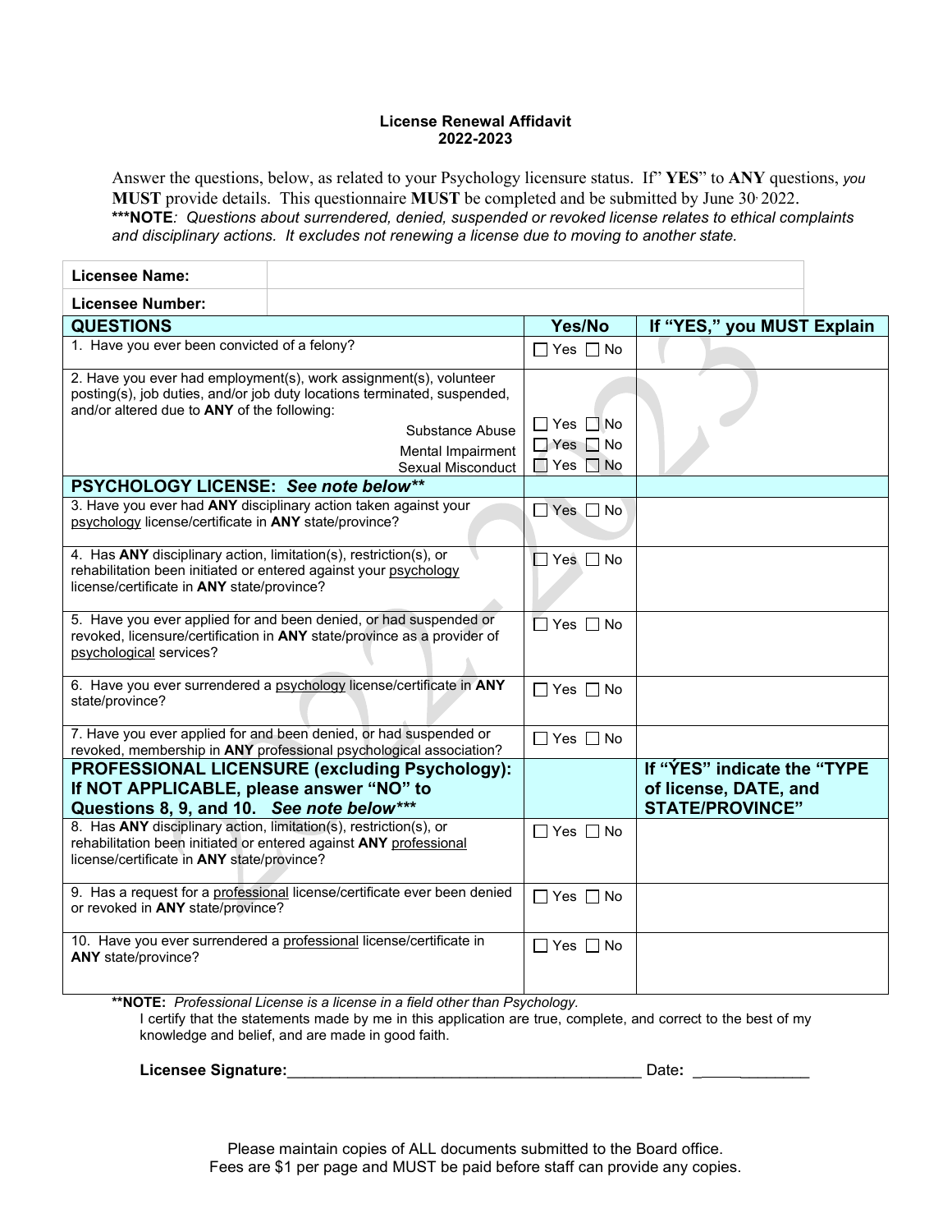**License Renewal Affidavit**
**2022-2023**

Answer the questions, below, as related to your Psychology licensure status. If" **YES**" to **ANY** questions, *you* **MUST** provide details. This questionnaire **MUST** be completed and be submitted by June 30, 2022.
**\*\*\*NOTE***: Questions about surrendered, denied, suspended or revoked license relates to ethical complaints and disciplinary actions. It excludes not renewing a license due to moving to another state.*

| | |
|---|---|
| **Licensee Name:** | |
| **Licensee Number:** | |

| **QUESTIONS** | **Yes/No** | **If "YES," you MUST Explain** |
|---|---|---|
| 1. Have you ever been convicted of a felony? | ☐ Yes ☐ No | |
| 2. Have you ever had employment(s), work assignment(s), volunteer posting(s), job duties, and/or job duty locations terminated, suspended, and/or altered due to **ANY** of the following: | | |
| Substance Abuse | ☐ Yes ☐ No | |
| Mental Impairment | ☐ Yes ☐ No | |
| Sexual Misconduct | ☐ Yes ☐ No | |
| **PSYCHOLOGY LICENSE:** ***See note below\*\**** | | |
| 3. Have you ever had **ANY** disciplinary action taken against your psychology license/certificate in **ANY** state/province? | ☐ Yes ☐ No | |
| 4. Has **ANY** disciplinary action, limitation(s), restriction(s), or rehabilitation been initiated or entered against your psychology license/certificate in **ANY** state/province? | ☐ Yes ☐ No | |
| 5. Have you ever applied for and been denied, or had suspended or revoked, licensure/certification in **ANY** state/province as a provider of psychological services? | ☐ Yes ☐ No | |
| 6. Have you ever surrendered a psychology license/certificate in **ANY** state/province? | ☐ Yes ☐ No | |
| 7. Have you ever applied for and been denied, or had suspended or revoked, membership in **ANY** professional psychological association? | ☐ Yes ☐ No | |
| **PROFESSIONAL LICENSURE (excluding Psychology): If NOT APPLICABLE, please answer "NO" to Questions 8, 9, and 10.** ***See note below\*\*\**** | | **If "YES" indicate the "TYPE of license, DATE, and STATE/PROVINCE"** |
| 8. Has **ANY** disciplinary action, limitation(s), restriction(s), or rehabilitation been initiated or entered against **ANY** professional license/certificate in **ANY** state/province? | ☐ Yes ☐ No | |
| 9. Has a request for a professional license/certificate ever been denied or revoked in **ANY** state/province? | ☐ Yes ☐ No | |
| 10. Have you ever surrendered a professional license/certificate in **ANY** state/province? | ☐ Yes ☐ No | |

**\*\*NOTE:** *Professional License is a license in a field other than Psychology.*

I certify that the statements made by me in this application are true, complete, and correct to the best of my knowledge and belief, and are made in good faith.

**Licensee Signature:**\_\_\_\_\_\_\_\_\_\_\_\_\_\_\_\_\_\_\_\_\_\_\_\_\_\_\_\_\_\_\_\_\_\_\_\_\_\_\_\_ Date**:** \_\_\_\_\_\_\_\_\_\_\_\_\_

Please maintain copies of ALL documents submitted to the Board office.
Fees are $1 per page and MUST be paid before staff can provide any copies.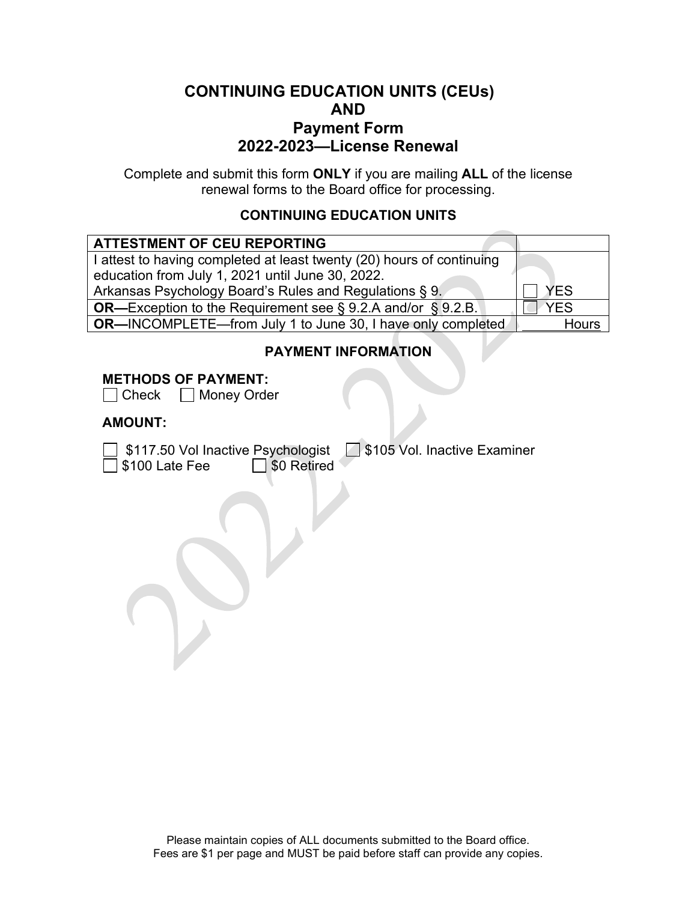# CONTINUING EDUCATION UNITS (CEUs) AND Payment Form 2022-2023—License Renewal

Complete and submit this form **ONLY** if you are mailing **ALL** of the license renewal forms to the Board office for processing.

### CONTINUING EDUCATION UNITS

| ATTESTMENT OF CEU REPORTING | |
|---|---|
| I attest to having completed at least twenty (20) hours of continuing education from July 1, 2021 until June 30, 2022. Arkansas Psychology Board's Rules and Regulations § 9. | ☐ YES |
| **OR—**Exception to the Requirement see § 9.2.A and/or § 9.2.B. | ☐ YES |
| **OR—**INCOMPLETE—from July 1 to June 30, I have only completed | ______ Hours |

### PAYMENT INFORMATION

**METHODS OF PAYMENT:**

☐ Check ☐ Money Order

**AMOUNT:**

☐ $117.50 Vol Inactive Psychologist ☐ $105 Vol. Inactive Examiner

☐ $100 Late Fee ☐ $0 Retired

Please maintain copies of ALL documents submitted to the Board office.
Fees are $1 per page and MUST be paid before staff can provide any copies.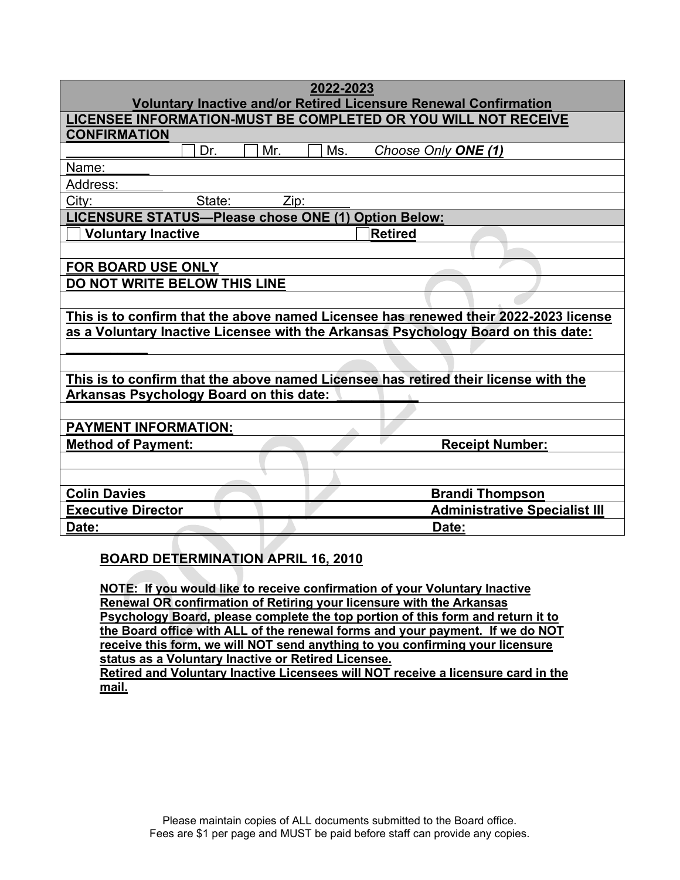| 2022-2023<br>Voluntary Inactive and/or Retired Licensure Renewal Confirmation | |
|---|---|
| **LICENSEE INFORMATION-MUST BE COMPLETED OR YOU WILL NOT RECEIVE CONFIRMATION** | |
| ☐ Dr. ☐ Mr. ☐ Ms. *Choose Only **ONE (1)*** | |
| Name: | |
| Address: | |
| City: State: Zip: | |
| **LICENSURE STATUS—Please chose ONE (1) Option Below:** | |
| ☐ **Voluntary Inactive** | ☐ **Retired** |
| | |
| **FOR BOARD USE ONLY** | |
| **DO NOT WRITE BELOW THIS LINE** | |
| | |
| **This is to confirm that the above named Licensee has renewed their 2022-2023 license as a Voluntary Inactive Licensee with the Arkansas Psychology Board on this date: \_\_\_\_\_\_\_\_\_\_\_** | |
| | |
| **This is to confirm that the above named Licensee has retired their license with the Arkansas Psychology Board on this date: \_\_\_\_\_\_\_\_\_\_\_** | |
| | |
| **PAYMENT INFORMATION:** | |
| **Method of Payment:** | **Receipt Number:** |
| | |
| | |
| **Colin Davies** | **Brandi Thompson** |
| **Executive Director** | **Administrative Specialist III** |
| **Date:** | **Date:** |

**BOARD DETERMINATION APRIL 16, 2010**

**NOTE: If you would like to receive confirmation of your Voluntary Inactive Renewal OR confirmation of Retiring your licensure with the Arkansas Psychology Board, please complete the top portion of this form and return it to the Board office with ALL of the renewal forms and your payment. If we do NOT receive this form, we will NOT send anything to you confirming your licensure status as a Voluntary Inactive or Retired Licensee.**
**Retired and Voluntary Inactive Licensees will NOT receive a licensure card in the mail.**

Please maintain copies of ALL documents submitted to the Board office.
Fees are $1 per page and MUST be paid before staff can provide any copies.